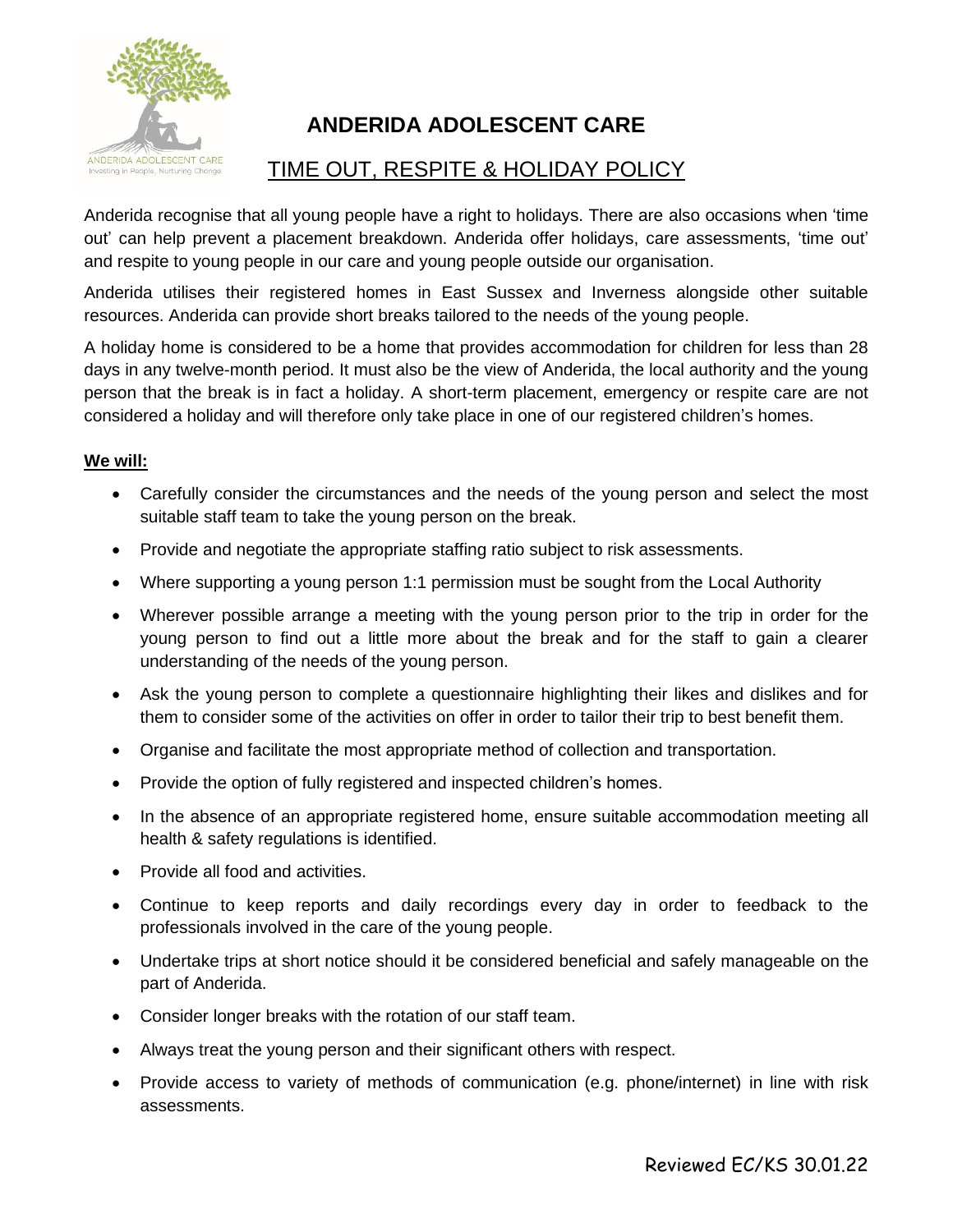# ANDERIDA ADOLESCENT CARE

## TIME OUT, RESPITE & HOLIDAY POLICY

Anderida recognise that all young people have a right to holidays. There are also occasions when 'time out' can help prevent a placement breakdown. Anderida offer holidays, care assessments, 'time out' and respite to young people in our care and young people outside our organisation.

Anderida utilises their registered homes in East Sussex and Inverness alongside other suitable resources. Anderida can provide short breaks tailored to the needs of the young people.

A holiday home is considered to be a home that provides accommodation for children for less than 28 days in any twelve-month period. It must also be the view of Anderida, the local authority and the young person that the break is in fact a holiday. A short-term placement, emergency or respite care are not considered a holiday and will therefore only take place in one of our registered children's homes.

**We will:**

- Carefully consider the circumstances and the needs of the young person and select the most suitable staff team to take the young person on the break.
- Provide and negotiate the appropriate staffing ratio subject to risk assessments.
- Where supporting a young person 1:1 permission must be sought from the Local Authority
- Wherever possible arrange a meeting with the young person prior to the trip in order for the young person to find out a little more about the break and for the staff to gain a clearer understanding of the needs of the young person.
- Ask the young person to complete a questionnaire highlighting their likes and dislikes and for them to consider some of the activities on offer in order to tailor their trip to best benefit them.
- Organise and facilitate the most appropriate method of collection and transportation.
- Provide the option of fully registered and inspected children's homes.
- In the absence of an appropriate registered home, ensure suitable accommodation meeting all health & safety regulations is identified.
- Provide all food and activities.
- Continue to keep reports and daily recordings every day in order to feedback to the professionals involved in the care of the young people.
- Undertake trips at short notice should it be considered beneficial and safely manageable on the part of Anderida.
- Consider longer breaks with the rotation of our staff team.
- Always treat the young person and their significant others with respect.
- Provide access to variety of methods of communication (e.g. phone/internet) in line with risk assessments.

Reviewed EC/KS 30.01.22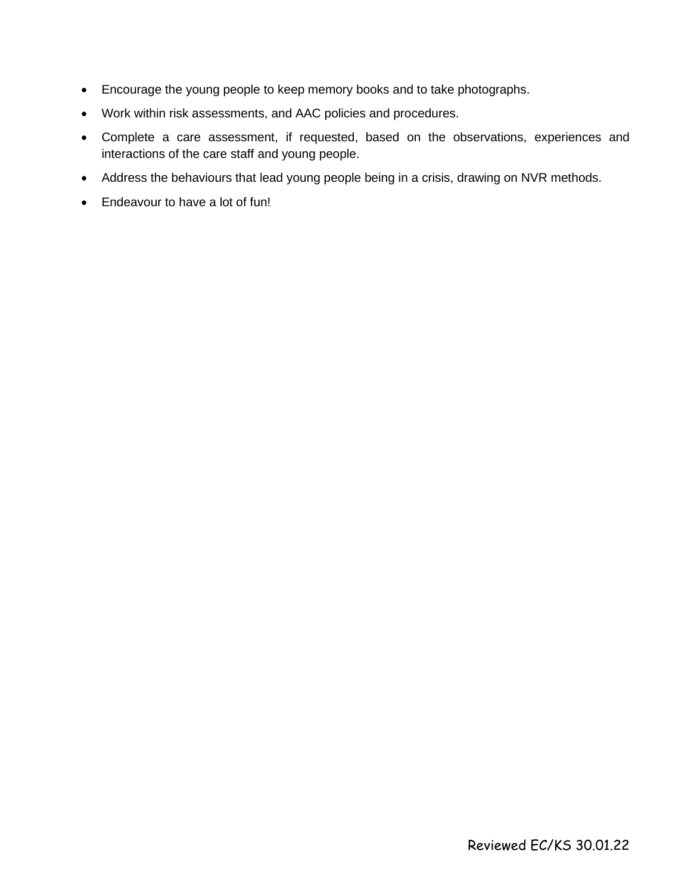- Encourage the young people to keep memory books and to take photographs.
- Work within risk assessments, and AAC policies and procedures.
- Complete a care assessment, if requested, based on the observations, experiences and interactions of the care staff and young people.
- Address the behaviours that lead young people being in a crisis, drawing on NVR methods.
- Endeavour to have a lot of fun!

Reviewed EC/KS 30.01.22